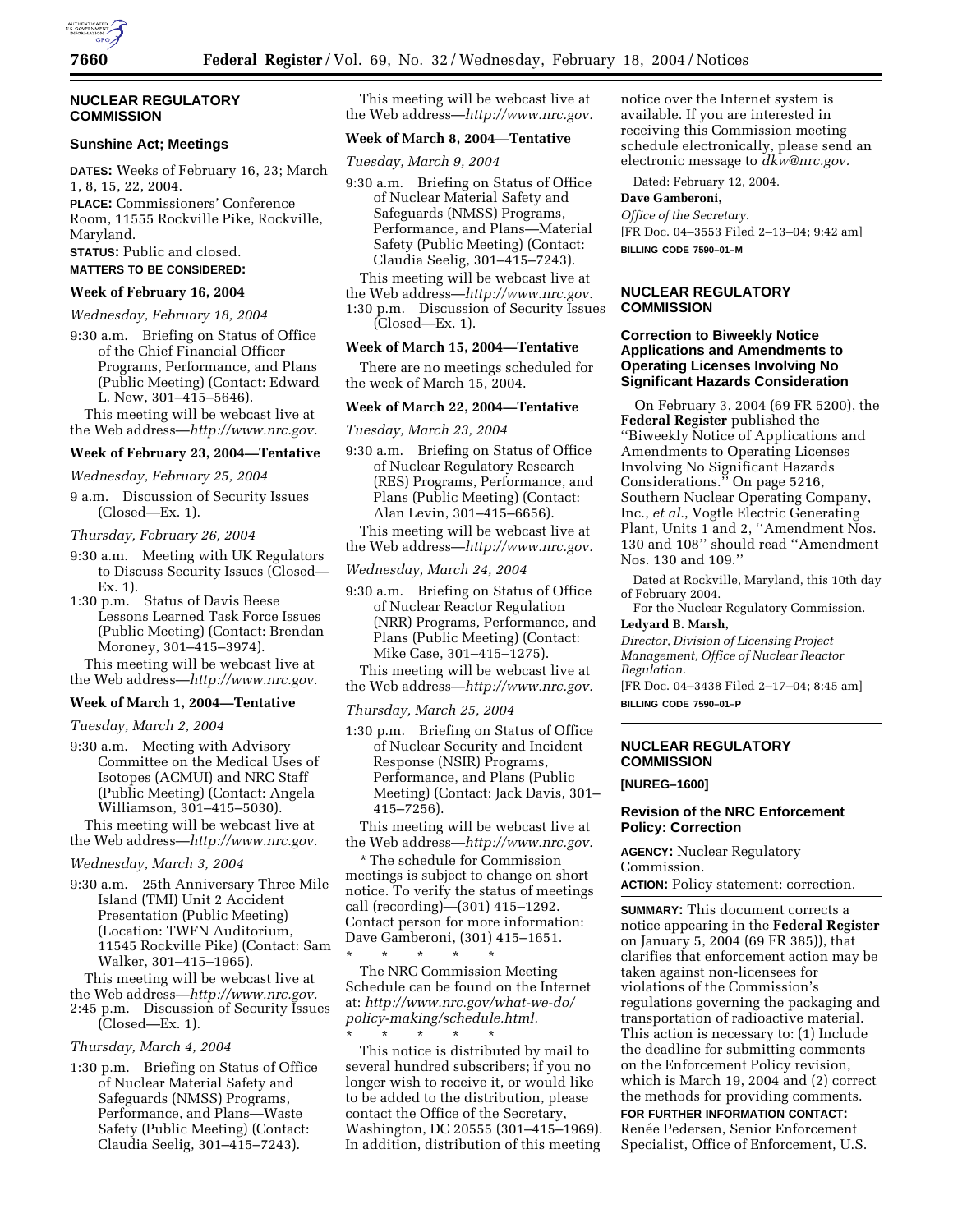## NUCLEAR REGULATORY COMMISSION

### Sunshine Act; Meetings

**DATES:** Weeks of February 16, 23; March 1, 8, 15, 22, 2004.

**PLACE:** Commissioners' Conference Room, 11555 Rockville Pike, Rockville, Maryland.

**STATUS:** Public and closed.

**MATTERS TO BE CONSIDERED:**

#### Week of February 16, 2004

*Wednesday, February 18, 2004*

9:30 a.m. Briefing on Status of Office of the Chief Financial Officer Programs, Performance, and Plans (Public Meeting) (Contact: Edward L. New, 301–415–5646).

This meeting will be webcast live at the Web address—*http://www.nrc.gov.*

#### Week of February 23, 2004—Tentative

*Wednesday, February 25, 2004*

9 a.m. Discussion of Security Issues (Closed—Ex. 1).

*Thursday, February 26, 2004*

9:30 a.m. Meeting with UK Regulators to Discuss Security Issues (Closed—Ex. 1).

1:30 p.m. Status of Davis Beese Lessons Learned Task Force Issues (Public Meeting) (Contact: Brendan Moroney, 301–415–3974).

This meeting will be webcast live at the Web address—*http://www.nrc.gov.*

#### Week of March 1, 2004—Tentative

*Tuesday, March 2, 2004*

9:30 a.m. Meeting with Advisory Committee on the Medical Uses of Isotopes (ACMUI) and NRC Staff (Public Meeting) (Contact: Angela Williamson, 301–415–5030).

This meeting will be webcast live at the Web address—*http://www.nrc.gov.*

*Wednesday, March 3, 2004*

9:30 a.m. 25th Anniversary Three Mile Island (TMI) Unit 2 Accident Presentation (Public Meeting) (Location: TWFN Auditorium, 11545 Rockville Pike) (Contact: Sam Walker, 301–415–1965).

This meeting will be webcast live at the Web address—*http://www.nrc.gov.*

2:45 p.m. Discussion of Security Issues (Closed—Ex. 1).

*Thursday, March 4, 2004*

1:30 p.m. Briefing on Status of Office of Nuclear Material Safety and Safeguards (NMSS) Programs, Performance, and Plans—Waste Safety (Public Meeting) (Contact: Claudia Seelig, 301–415–7243).

This meeting will be webcast live at the Web address—*http://www.nrc.gov.*

#### Week of March 8, 2004—Tentative

*Tuesday, March 9, 2004*

9:30 a.m. Briefing on Status of Office of Nuclear Material Safety and Safeguards (NMSS) Programs, Performance, and Plans—Material Safety (Public Meeting) (Contact: Claudia Seelig, 301–415–7243).

This meeting will be webcast live at the Web address—*http://www.nrc.gov.*

1:30 p.m. Discussion of Security Issues (Closed—Ex. 1).

#### Week of March 15, 2004—Tentative

There are no meetings scheduled for the week of March 15, 2004.

#### Week of March 22, 2004—Tentative

*Tuesday, March 23, 2004*

9:30 a.m. Briefing on Status of Office of Nuclear Regulatory Research (RES) Programs, Performance, and Plans (Public Meeting) (Contact: Alan Levin, 301–415–6656).

This meeting will be webcast live at the Web address—*http://www.nrc.gov.*

*Wednesday, March 24, 2004*

9:30 a.m. Briefing on Status of Office of Nuclear Reactor Regulation (NRR) Programs, Performance, and Plans (Public Meeting) (Contact: Mike Case, 301–415–1275).

This meeting will be webcast live at the Web address—*http://www.nrc.gov.*

*Thursday, March 25, 2004*

1:30 p.m. Briefing on Status of Office of Nuclear Security and Incident Response (NSIR) Programs, Performance, and Plans (Public Meeting) (Contact: Jack Davis, 301–415–7256).

This meeting will be webcast live at the Web address—*http://www.nrc.gov.*

* The schedule for Commission meetings is subject to change on short notice. To verify the status of meetings call (recording)—(301) 415–1292. Contact person for more information: Dave Gamberoni, (301) 415–1651.

\* \* \* \* \*

The NRC Commission Meeting Schedule can be found on the Internet at: *http://www.nrc.gov/what-we-do/policy-making/schedule.html.*

\* \* \* \* \*

This notice is distributed by mail to several hundred subscribers; if you no longer wish to receive it, or would like to be added to the distribution, please contact the Office of the Secretary, Washington, DC 20555 (301–415–1969). In addition, distribution of this meeting notice over the Internet system is available. If you are interested in receiving this Commission meeting schedule electronically, please send an electronic message to *dkw@nrc.gov.*

Dated: February 12, 2004.

**Dave Gamberoni,**

*Office of the Secretary.*

[FR Doc. 04–3553 Filed 2–13–04; 9:42 am]

**BILLING CODE 7590–01–M**

---

## NUCLEAR REGULATORY COMMISSION

### Correction to Biweekly Notice Applications and Amendments to Operating Licenses Involving No Significant Hazards Consideration

On February 3, 2004 (69 FR 5200), the **Federal Register** published the "Biweekly Notice of Applications and Amendments to Operating Licenses Involving No Significant Hazards Considerations." On page 5216, Southern Nuclear Operating Company, Inc., *et al.*, Vogtle Electric Generating Plant, Units 1 and 2, "Amendment Nos. 130 and 108" should read "Amendment Nos. 130 and 109."

Dated at Rockville, Maryland, this 10th day of February 2004.

For the Nuclear Regulatory Commission.

**Ledyard B. Marsh,**

*Director, Division of Licensing Project Management, Office of Nuclear Reactor Regulation.*

[FR Doc. 04–3438 Filed 2–17–04; 8:45 am]

**BILLING CODE 7590–01–P**

---

## NUCLEAR REGULATORY COMMISSION

**[NUREG–1600]**

### Revision of the NRC Enforcement Policy: Correction

**AGENCY:** Nuclear Regulatory Commission.

**ACTION:** Policy statement: correction.

**SUMMARY:** This document corrects a notice appearing in the **Federal Register** on January 5, 2004 (69 FR 385)), that clarifies that enforcement action may be taken against non-licensees for violations of the Commission's regulations governing the packaging and transportation of radioactive material. This action is necessary to: (1) Include the deadline for submitting comments on the Enforcement Policy revision, which is March 19, 2004 and (2) correct the methods for providing comments.

**FOR FURTHER INFORMATION CONTACT:** Renée Pedersen, Senior Enforcement Specialist, Office of Enforcement, U.S.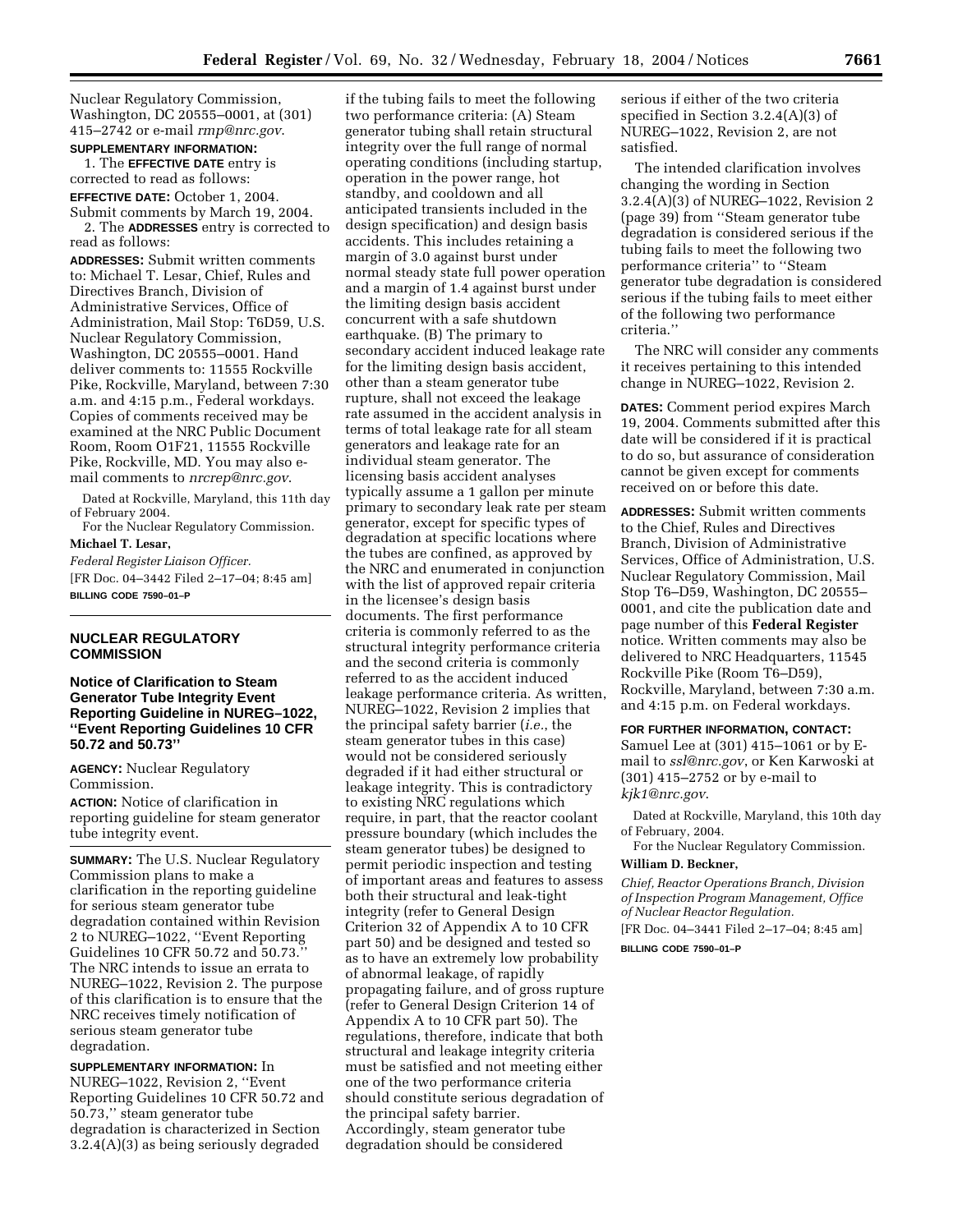Nuclear Regulatory Commission, Washington, DC 20555–0001, at (301) 415–2742 or e-mail *rmp@nrc.gov*.

**SUPPLEMENTARY INFORMATION:**

1. The **EFFECTIVE DATE** entry is corrected to read as follows:

**EFFECTIVE DATE:** October 1, 2004. Submit comments by March 19, 2004.

2. The **ADDRESSES** entry is corrected to read as follows:

**ADDRESSES:** Submit written comments to: Michael T. Lesar, Chief, Rules and Directives Branch, Division of Administrative Services, Office of Administration, Mail Stop: T6D59, U.S. Nuclear Regulatory Commission, Washington, DC 20555–0001. Hand deliver comments to: 11555 Rockville Pike, Rockville, Maryland, between 7:30 a.m. and 4:15 p.m., Federal workdays. Copies of comments received may be examined at the NRC Public Document Room, Room O1F21, 11555 Rockville Pike, Rockville, MD. You may also e-mail comments to *nrcrep@nrc.gov*.

Dated at Rockville, Maryland, this 11th day of February 2004.

For the Nuclear Regulatory Commission.

**Michael T. Lesar,**

*Federal Register Liaison Officer.*

[FR Doc. 04–3442 Filed 2–17–04; 8:45 am]

**BILLING CODE 7590–01–P**

---

## NUCLEAR REGULATORY COMMISSION

### Notice of Clarification to Steam Generator Tube Integrity Event Reporting Guideline in NUREG–1022, ''Event Reporting Guidelines 10 CFR 50.72 and 50.73''

**AGENCY:** Nuclear Regulatory Commission.

**ACTION:** Notice of clarification in reporting guideline for steam generator tube integrity event.

**SUMMARY:** The U.S. Nuclear Regulatory Commission plans to make a clarification in the reporting guideline for serious steam generator tube degradation contained within Revision 2 to NUREG–1022, ''Event Reporting Guidelines 10 CFR 50.72 and 50.73.'' The NRC intends to issue an errata to NUREG–1022, Revision 2. The purpose of this clarification is to ensure that the NRC receives timely notification of serious steam generator tube degradation.

**SUPPLEMENTARY INFORMATION:** In NUREG–1022, Revision 2, ''Event Reporting Guidelines 10 CFR 50.72 and 50.73,'' steam generator tube degradation is characterized in Section 3.2.4(A)(3) as being seriously degraded if the tubing fails to meet the following two performance criteria: (A) Steam generator tubing shall retain structural integrity over the full range of normal operating conditions (including startup, operation in the power range, hot standby, and cooldown and all anticipated transients included in the design specification) and design basis accidents. This includes retaining a margin of 3.0 against burst under normal steady state full power operation and a margin of 1.4 against burst under the limiting design basis accident concurrent with a safe shutdown earthquake. (B) The primary to secondary accident induced leakage rate for the limiting design basis accident, other than a steam generator tube rupture, shall not exceed the leakage rate assumed in the accident analysis in terms of total leakage rate for all steam generators and leakage rate for an individual steam generator. The licensing basis accident analyses typically assume a 1 gallon per minute primary to secondary leak rate per steam generator, except for specific types of degradation at specific locations where the tubes are confined, as approved by the NRC and enumerated in conjunction with the list of approved repair criteria in the licensee's design basis documents. The first performance criteria is commonly referred to as the structural integrity performance criteria and the second criteria is commonly referred to as the accident induced leakage performance criteria. As written, NUREG–1022, Revision 2 implies that the principal safety barrier (*i.e.*, the steam generator tubes in this case) would not be considered seriously degraded if it had either structural or leakage integrity. This is contradictory to existing NRC regulations which require, in part, that the reactor coolant pressure boundary (which includes the steam generator tubes) be designed to permit periodic inspection and testing of important areas and features to assess both their structural and leak-tight integrity (refer to General Design Criterion 32 of Appendix A to 10 CFR part 50) and be designed and tested so as to have an extremely low probability of abnormal leakage, of rapidly propagating failure, and of gross rupture (refer to General Design Criterion 14 of Appendix A to 10 CFR part 50). The regulations, therefore, indicate that both structural and leakage integrity criteria must be satisfied and not meeting either one of the two performance criteria should constitute serious degradation of the principal safety barrier. Accordingly, steam generator tube degradation should be considered serious if either of the two criteria specified in Section 3.2.4(A)(3) of NUREG–1022, Revision 2, are not satisfied.

The intended clarification involves changing the wording in Section 3.2.4(A)(3) of NUREG–1022, Revision 2 (page 39) from ''Steam generator tube degradation is considered serious if the tubing fails to meet the following two performance criteria'' to ''Steam generator tube degradation is considered serious if the tubing fails to meet either of the following two performance criteria.''

The NRC will consider any comments it receives pertaining to this intended change in NUREG–1022, Revision 2.

**DATES:** Comment period expires March 19, 2004. Comments submitted after this date will be considered if it is practical to do so, but assurance of consideration cannot be given except for comments received on or before this date.

**ADDRESSES:** Submit written comments to the Chief, Rules and Directives Branch, Division of Administrative Services, Office of Administration, U.S. Nuclear Regulatory Commission, Mail Stop T6–D59, Washington, DC 20555–0001, and cite the publication date and page number of this **Federal Register** notice. Written comments may also be delivered to NRC Headquarters, 11545 Rockville Pike (Room T6–D59), Rockville, Maryland, between 7:30 a.m. and 4:15 p.m. on Federal workdays.

**FOR FURTHER INFORMATION, CONTACT:** Samuel Lee at (301) 415–1061 or by E-mail to *ssl@nrc.gov*, or Ken Karwoski at (301) 415–2752 or by e-mail to *kjk1@nrc.gov*.

Dated at Rockville, Maryland, this 10th day of February, 2004.

For the Nuclear Regulatory Commission.

**William D. Beckner,**

*Chief, Reactor Operations Branch, Division of Inspection Program Management, Office of Nuclear Reactor Regulation.*

[FR Doc. 04–3441 Filed 2–17–04; 8:45 am]

**BILLING CODE 7590–01–P**